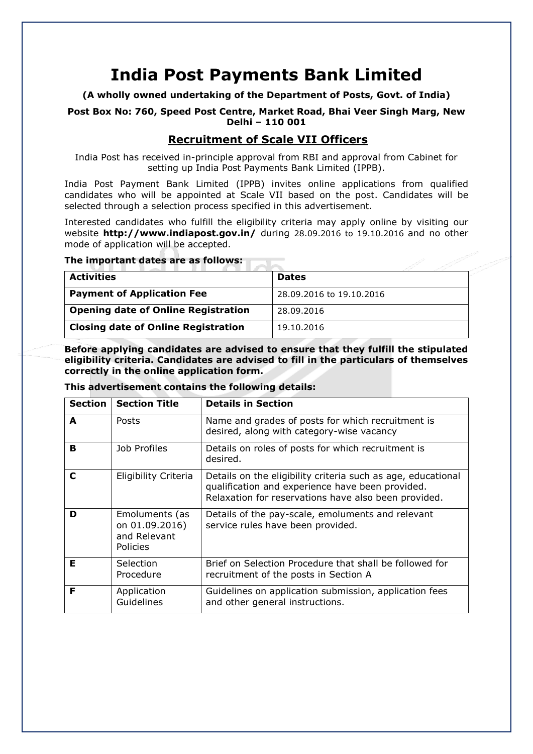# India Post Payments Bank Limited

**(A wholly owned undertaking of the Department of Posts, Govt. of India)**

**Post Box No: 760, Speed Post Centre, Market Road, Bhai Veer Singh Marg, New Delhi – 110 001**

## Recruitment of Scale VII Officers

India Post has received in-principle approval from RBI and approval from Cabinet for setting up India Post Payments Bank Limited (IPPB).

India Post Payment Bank Limited (IPPB) invites online applications from qualified candidates who will be appointed at Scale VII based on the post. Candidates will be selected through a selection process specified in this advertisement.

Interested candidates who fulfill the eligibility criteria may apply online by visiting our website **http://www.indiapost.gov.in/** during 28.09.2016 to 19.10.2016 and no other mode of application will be accepted.

**The important dates are as follows:**

| Activities | Dates |
|---|---|
| **Payment of Application Fee** | 28.09.2016 to 19.10.2016 |
| **Opening date of Online Registration** | 28.09.2016 |
| **Closing date of Online Registration** | 19.10.2016 |

**Before applying candidates are advised to ensure that they fulfill the stipulated eligibility criteria. Candidates are advised to fill in the particulars of themselves correctly in the online application form.**

**This advertisement contains the following details:**

| Section | Section Title | Details in Section |
|---|---|---|
| **A** | Posts | Name and grades of posts for which recruitment is desired, along with category-wise vacancy |
| **B** | Job Profiles | Details on roles of posts for which recruitment is desired. |
| **C** | Eligibility Criteria | Details on the eligibility criteria such as age, educational qualification and experience have been provided. Relaxation for reservations have also been provided. |
| **D** | Emoluments (as on 01.09.2016) and Relevant Policies | Details of the pay-scale, emoluments and relevant service rules have been provided. |
| **E** | Selection Procedure | Brief on Selection Procedure that shall be followed for recruitment of the posts in Section A |
| **F** | Application Guidelines | Guidelines on application submission, application fees and other general instructions. |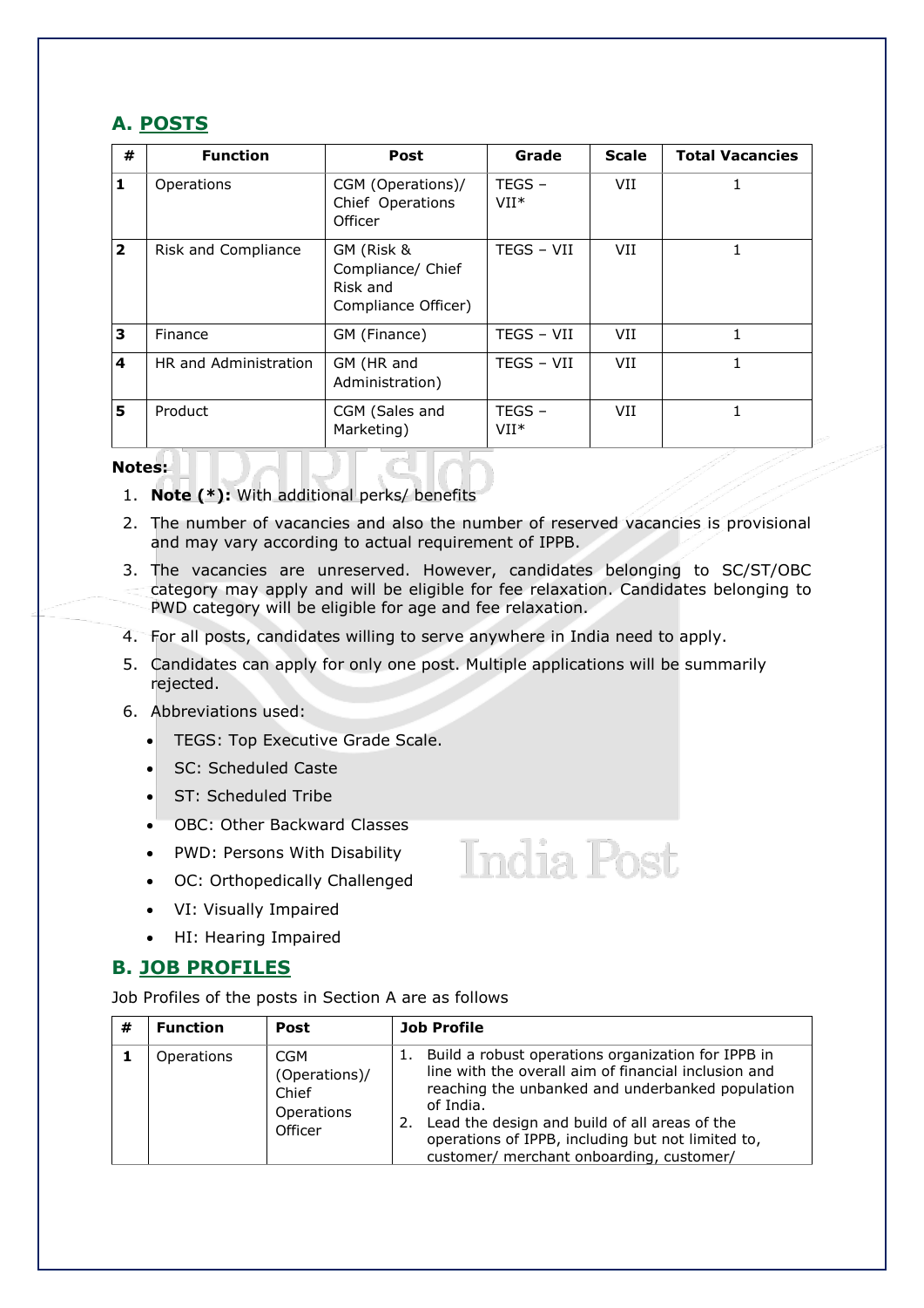## A. POSTS

| # | Function | Post | Grade | Scale | Total Vacancies |
|---|---|---|---|---|---|
| 1 | Operations | CGM (Operations)/ Chief Operations Officer | TEGS – VII* | VII | 1 |
| 2 | Risk and Compliance | GM (Risk & Compliance/ Chief Risk and Compliance Officer) | TEGS – VII | VII | 1 |
| 3 | Finance | GM (Finance) | TEGS – VII | VII | 1 |
| 4 | HR and Administration | GM (HR and Administration) | TEGS – VII | VII | 1 |
| 5 | Product | CGM (Sales and Marketing) | TEGS – VII* | VII | 1 |

**Notes:**

1. **Note (*):** With additional perks/ benefits
2. The number of vacancies and also the number of reserved vacancies is provisional and may vary according to actual requirement of IPPB.
3. The vacancies are unreserved. However, candidates belonging to SC/ST/OBC category may apply and will be eligible for fee relaxation. Candidates belonging to PWD category will be eligible for age and fee relaxation.
4. For all posts, candidates willing to serve anywhere in India need to apply.
5. Candidates can apply for only one post. Multiple applications will be summarily rejected.
6. Abbreviations used:
    - TEGS: Top Executive Grade Scale.
    - SC: Scheduled Caste
    - ST: Scheduled Tribe
    - OBC: Other Backward Classes
    - PWD: Persons With Disability
    - OC: Orthopedically Challenged
    - VI: Visually Impaired
    - HI: Hearing Impaired

## B. JOB PROFILES

Job Profiles of the posts in Section A are as follows

| # | Function | Post | Job Profile |
|---|---|---|---|
| 1 | Operations | CGM (Operations)/ Chief Operations Officer | 1. Build a robust operations organization for IPPB in line with the overall aim of financial inclusion and reaching the unbanked and underbanked population of India.<br>2. Lead the design and build of all areas of the operations of IPPB, including but not limited to, customer/ merchant onboarding, customer/ |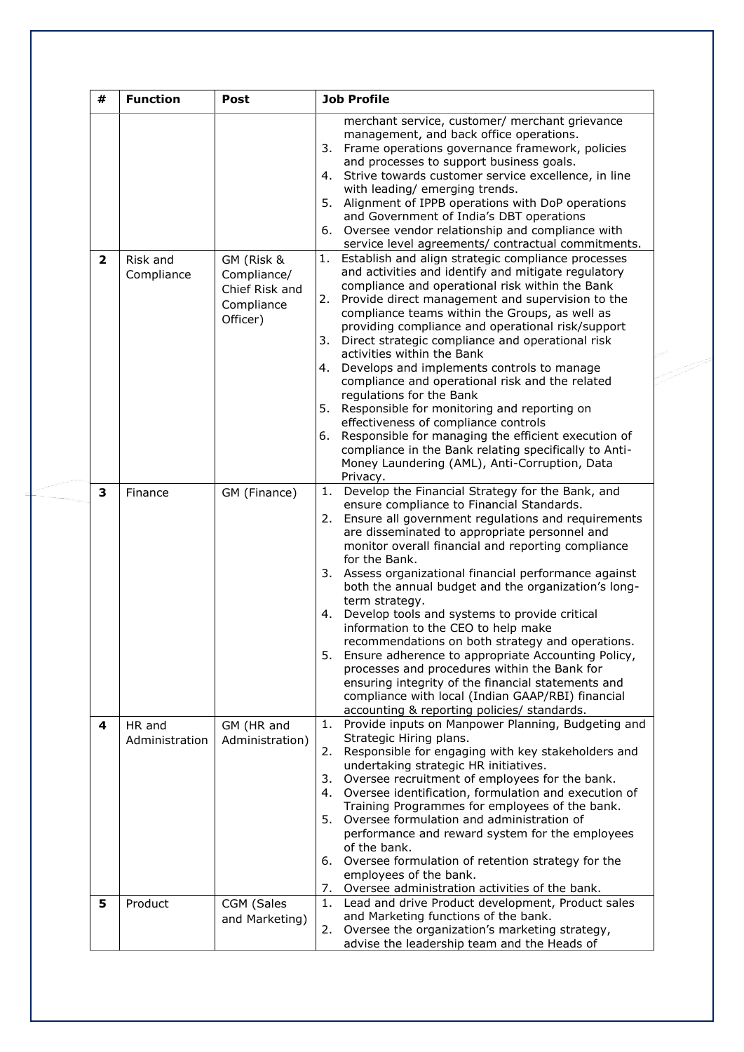| # | Function | Post | Job Profile |
|---|---|---|---|
| | | | merchant service, customer/ merchant grievance management, and back office operations.<br>3. Frame operations governance framework, policies and processes to support business goals.<br>4. Strive towards customer service excellence, in line with leading/ emerging trends.<br>5. Alignment of IPPB operations with DoP operations and Government of India's DBT operations<br>6. Oversee vendor relationship and compliance with service level agreements/ contractual commitments. |
| **2** | Risk and Compliance | GM (Risk & Compliance/ Chief Risk and Compliance Officer) | 1. Establish and align strategic compliance processes and activities and identify and mitigate regulatory compliance and operational risk within the Bank<br>2. Provide direct management and supervision to the compliance teams within the Groups, as well as providing compliance and operational risk/support<br>3. Direct strategic compliance and operational risk activities within the Bank<br>4. Develops and implements controls to manage compliance and operational risk and the related regulations for the Bank<br>5. Responsible for monitoring and reporting on effectiveness of compliance controls<br>6. Responsible for managing the efficient execution of compliance in the Bank relating specifically to Anti-Money Laundering (AML), Anti-Corruption, Data Privacy. |
| **3** | Finance | GM (Finance) | 1. Develop the Financial Strategy for the Bank, and ensure compliance to Financial Standards.<br>2. Ensure all government regulations and requirements are disseminated to appropriate personnel and monitor overall financial and reporting compliance for the Bank.<br>3. Assess organizational financial performance against both the annual budget and the organization's long-term strategy.<br>4. Develop tools and systems to provide critical information to the CEO to help make recommendations on both strategy and operations.<br>5. Ensure adherence to appropriate Accounting Policy, processes and procedures within the Bank for ensuring integrity of the financial statements and compliance with local (Indian GAAP/RBI) financial accounting & reporting policies/ standards. |
| **4** | HR and Administration | GM (HR and Administration) | 1. Provide inputs on Manpower Planning, Budgeting and Strategic Hiring plans.<br>2. Responsible for engaging with key stakeholders and undertaking strategic HR initiatives.<br>3. Oversee recruitment of employees for the bank.<br>4. Oversee identification, formulation and execution of Training Programmes for employees of the bank.<br>5. Oversee formulation and administration of performance and reward system for the employees of the bank.<br>6. Oversee formulation of retention strategy for the employees of the bank.<br>7. Oversee administration activities of the bank. |
| **5** | Product | CGM (Sales and Marketing) | 1. Lead and drive Product development, Product sales and Marketing functions of the bank.<br>2. Oversee the organization's marketing strategy, advise the leadership team and the Heads of |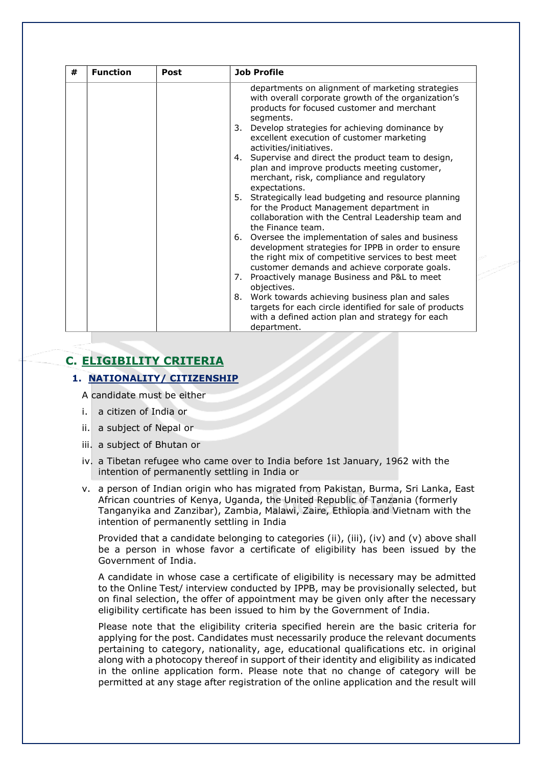| # | Function | Post | Job Profile |
|---|---|---|---|
| | | | departments on alignment of marketing strategies with overall corporate growth of the organization's products for focused customer and merchant segments.<br>3. Develop strategies for achieving dominance by excellent execution of customer marketing activities/initiatives.<br>4. Supervise and direct the product team to design, plan and improve products meeting customer, merchant, risk, compliance and regulatory expectations.<br>5. Strategically lead budgeting and resource planning for the Product Management department in collaboration with the Central Leadership team and the Finance team.<br>6. Oversee the implementation of sales and business development strategies for IPPB in order to ensure the right mix of competitive services to best meet customer demands and achieve corporate goals.<br>7. Proactively manage Business and P&L to meet objectives.<br>8. Work towards achieving business plan and sales targets for each circle identified for sale of products with a defined action plan and strategy for each department. |

## C. ELIGIBILITY CRITERIA

### 1. NATIONALITY/ CITIZENSHIP

A candidate must be either

i. a citizen of India or

ii. a subject of Nepal or

iii. a subject of Bhutan or

iv. a Tibetan refugee who came over to India before 1st January, 1962 with the intention of permanently settling in India or

v. a person of Indian origin who has migrated from Pakistan, Burma, Sri Lanka, East African countries of Kenya, Uganda, the United Republic of Tanzania (formerly Tanganyika and Zanzibar), Zambia, Malawi, Zaire, Ethiopia and Vietnam with the intention of permanently settling in India

Provided that a candidate belonging to categories (ii), (iii), (iv) and (v) above shall be a person in whose favor a certificate of eligibility has been issued by the Government of India.

A candidate in whose case a certificate of eligibility is necessary may be admitted to the Online Test/ interview conducted by IPPB, may be provisionally selected, but on final selection, the offer of appointment may be given only after the necessary eligibility certificate has been issued to him by the Government of India.

Please note that the eligibility criteria specified herein are the basic criteria for applying for the post. Candidates must necessarily produce the relevant documents pertaining to category, nationality, age, educational qualifications etc. in original along with a photocopy thereof in support of their identity and eligibility as indicated in the online application form. Please note that no change of category will be permitted at any stage after registration of the online application and the result will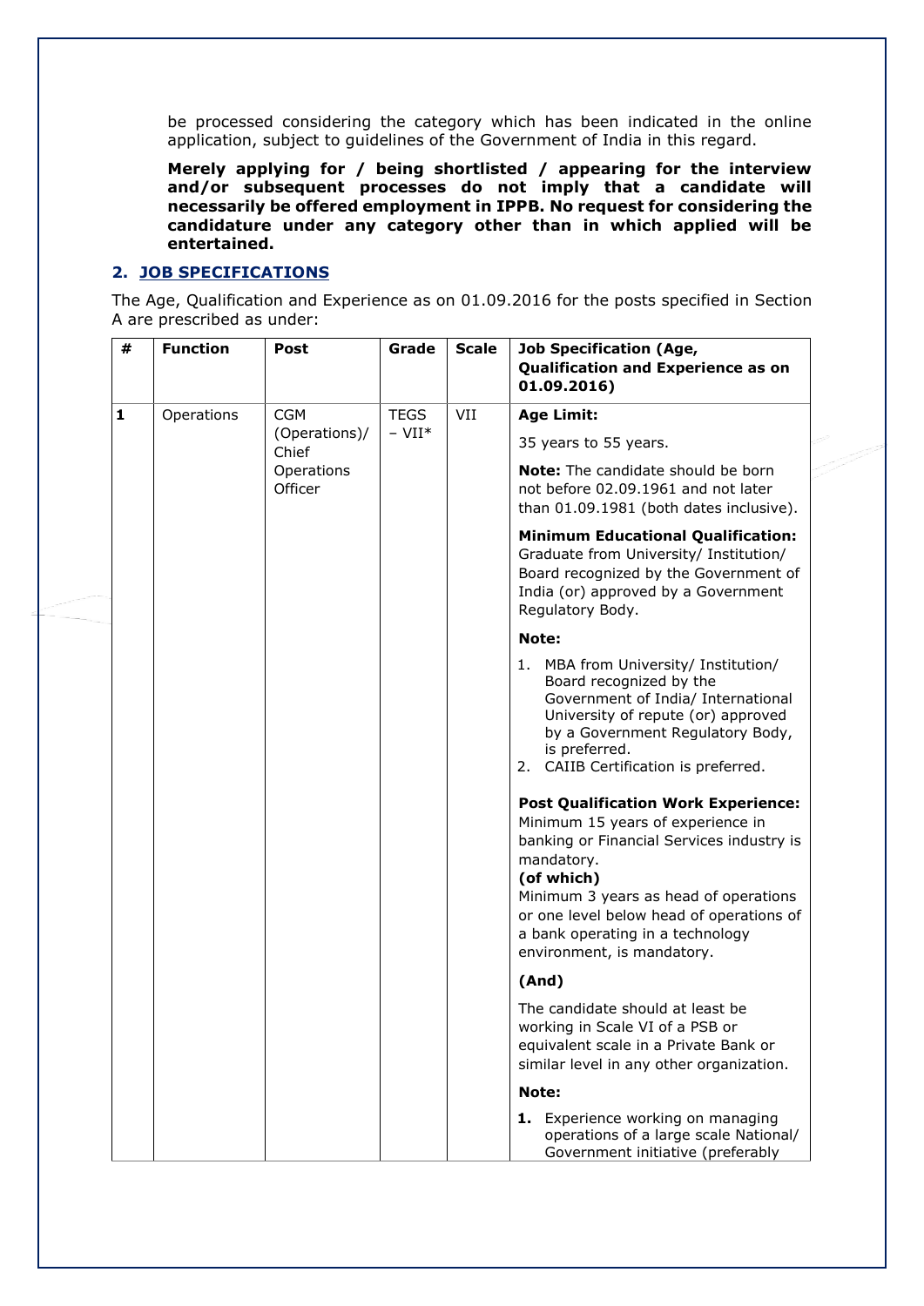be processed considering the category which has been indicated in the online application, subject to guidelines of the Government of India in this regard.

**Merely applying for / being shortlisted / appearing for the interview and/or subsequent processes do not imply that a candidate will necessarily be offered employment in IPPB. No request for considering the candidature under any category other than in which applied will be entertained.**

## 2. JOB SPECIFICATIONS

The Age, Qualification and Experience as on 01.09.2016 for the posts specified in Section A are prescribed as under:

| # | Function | Post | Grade | Scale | Job Specification (Age, Qualification and Experience as on 01.09.2016) |
|---|---|---|---|---|---|
| **1** | Operations | CGM (Operations)/ Chief Operations Officer | TEGS – VII* | VII | **Age Limit:**<br><br>35 years to 55 years.<br><br>**Note:** The candidate should be born not before 02.09.1961 and not later than 01.09.1981 (both dates inclusive).<br><br>**Minimum Educational Qualification:** Graduate from University/ Institution/ Board recognized by the Government of India (or) approved by a Government Regulatory Body.<br><br>**Note:**<br><br>1. MBA from University/ Institution/ Board recognized by the Government of India/ International University of repute (or) approved by a Government Regulatory Body, is preferred.<br>2. CAIIB Certification is preferred.<br><br>**Post Qualification Work Experience:** Minimum 15 years of experience in banking or Financial Services industry is mandatory.<br>**(of which)**<br>Minimum 3 years as head of operations or one level below head of operations of a bank operating in a technology environment, is mandatory.<br><br>**(And)**<br><br>The candidate should at least be working in Scale VI of a PSB or equivalent scale in a Private Bank or similar level in any other organization.<br><br>**Note:**<br><br>**1.** Experience working on managing operations of a large scale National/ Government initiative (preferably |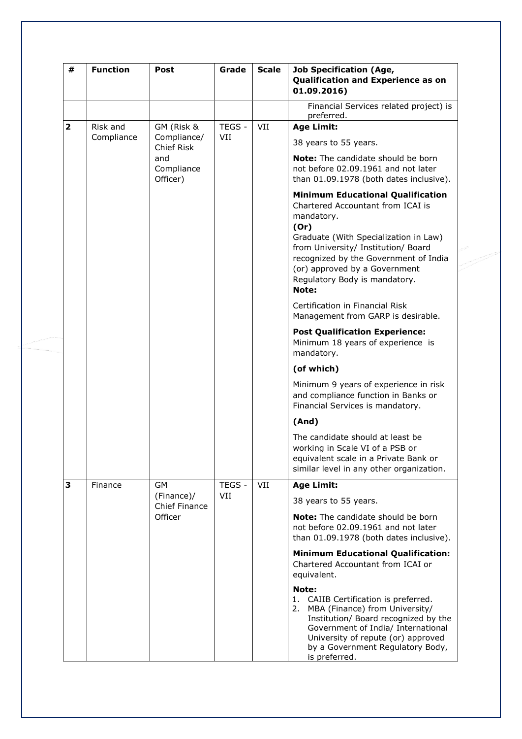| # | Function | Post | Grade | Scale | Job Specification (Age, Qualification and Experience as on 01.09.2016) |
|---|---|---|---|---|---|
| | | | | | Financial Services related project) is preferred. |
| **2** | Risk and Compliance | GM (Risk & Compliance/ Chief Risk and Compliance Officer) | TEGS - VII | VII | **Age Limit:**<br>38 years to 55 years.<br>**Note:** The candidate should be born not before 02.09.1961 and not later than 01.09.1978 (both dates inclusive).<br>**Minimum Educational Qualification**<br>Chartered Accountant from ICAI is mandatory.<br>**(Or)**<br>Graduate (With Specialization in Law) from University/ Institution/ Board recognized by the Government of India (or) approved by a Government Regulatory Body is mandatory.<br>**Note:**<br>Certification in Financial Risk Management from GARP is desirable.<br>**Post Qualification Experience:**<br>Minimum 18 years of experience is mandatory.<br>**(of which)**<br>Minimum 9 years of experience in risk and compliance function in Banks or Financial Services is mandatory.<br>**(And)**<br>The candidate should at least be working in Scale VI of a PSB or equivalent scale in a Private Bank or similar level in any other organization. |
| **3** | Finance | GM (Finance)/ Chief Finance Officer | TEGS - VII | VII | **Age Limit:**<br>38 years to 55 years.<br>**Note:** The candidate should be born not before 02.09.1961 and not later than 01.09.1978 (both dates inclusive).<br>**Minimum Educational Qualification:**<br>Chartered Accountant from ICAI or equivalent.<br>**Note:**<br>1. CAIIB Certification is preferred.<br>2. MBA (Finance) from University/ Institution/ Board recognized by the Government of India/ International University of repute (or) approved by a Government Regulatory Body, is preferred. |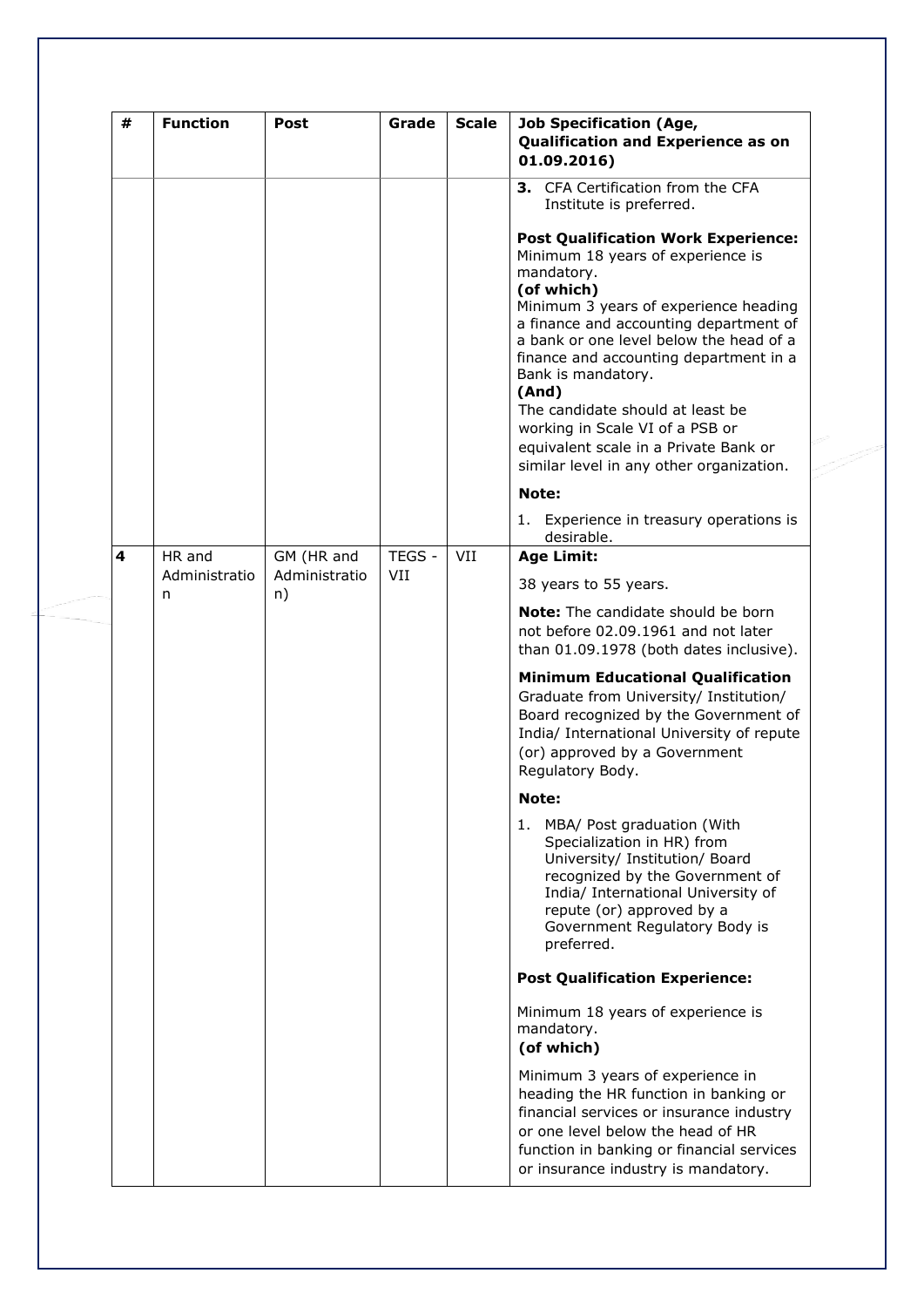| # | Function | Post | Grade | Scale | Job Specification (Age, Qualification and Experience as on 01.09.2016) |
|---|---|---|---|---|---|
| | | | | | **3.** CFA Certification from the CFA Institute is preferred.<br><br>**Post Qualification Work Experience:** Minimum 18 years of experience is mandatory.<br>**(of which)**<br>Minimum 3 years of experience heading a finance and accounting department of a bank or one level below the head of a finance and accounting department in a Bank is mandatory.<br>**(And)**<br>The candidate should at least be working in Scale VI of a PSB or equivalent scale in a Private Bank or similar level in any other organization.<br><br>**Note:**<br>1. Experience in treasury operations is desirable. |
| **4** | HR and Administration | GM (HR and Administration) | TEGS - VII | VII | **Age Limit:**<br>38 years to 55 years.<br><br>**Note:** The candidate should be born not before 02.09.1961 and not later than 01.09.1978 (both dates inclusive).<br><br>**Minimum Educational Qualification**<br>Graduate from University/ Institution/ Board recognized by the Government of India/ International University of repute (or) approved by a Government Regulatory Body.<br><br>**Note:**<br>1. MBA/ Post graduation (With Specialization in HR) from University/ Institution/ Board recognized by the Government of India/ International University of repute (or) approved by a Government Regulatory Body is preferred.<br><br>**Post Qualification Experience:**<br><br>Minimum 18 years of experience is mandatory.<br>**(of which)**<br><br>Minimum 3 years of experience in heading the HR function in banking or financial services or insurance industry or one level below the head of HR function in banking or financial services or insurance industry is mandatory. |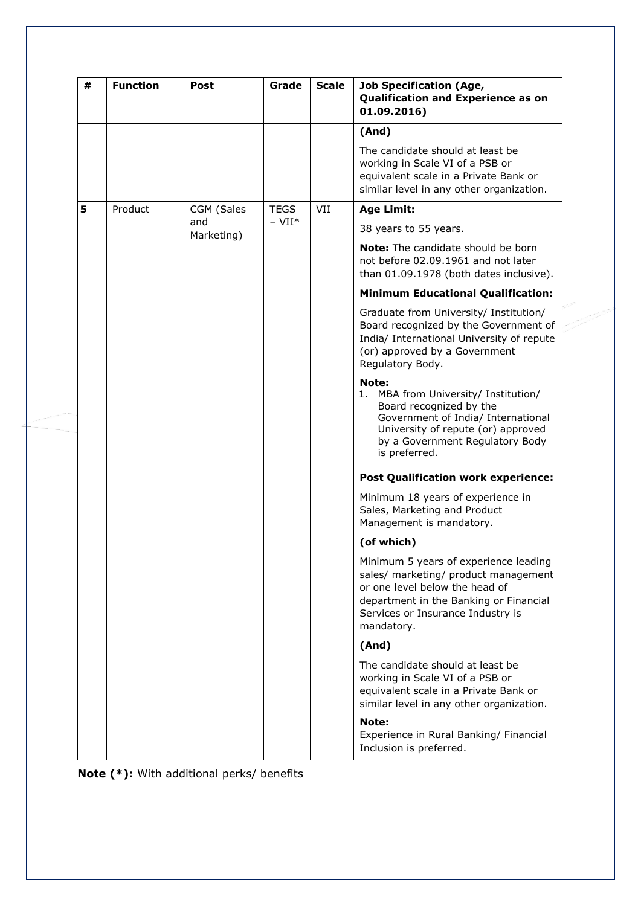| # | Function | Post | Grade | Scale | Job Specification (Age, Qualification and Experience as on 01.09.2016) |
|---|---|---|---|---|---|
| | | | | | **(And)**<br><br>The candidate should at least be working in Scale VI of a PSB or equivalent scale in a Private Bank or similar level in any other organization. |
| **5** | Product | CGM (Sales and Marketing) | TEGS – VII* | VII | **Age Limit:**<br><br>38 years to 55 years.<br><br>**Note:** The candidate should be born not before 02.09.1961 and not later than 01.09.1978 (both dates inclusive).<br><br>**Minimum Educational Qualification:**<br><br>Graduate from University/ Institution/ Board recognized by the Government of India/ International University of repute (or) approved by a Government Regulatory Body.<br><br>**Note:**<br>1. MBA from University/ Institution/ Board recognized by the Government of India/ International University of repute (or) approved by a Government Regulatory Body is preferred.<br><br>**Post Qualification work experience:**<br><br>Minimum 18 years of experience in Sales, Marketing and Product Management is mandatory.<br><br>**(of which)**<br><br>Minimum 5 years of experience leading sales/ marketing/ product management or one level below the head of department in the Banking or Financial Services or Insurance Industry is mandatory.<br><br>**(And)**<br><br>The candidate should at least be working in Scale VI of a PSB or equivalent scale in a Private Bank or similar level in any other organization.<br><br>**Note:**<br>Experience in Rural Banking/ Financial Inclusion is preferred. |

**Note (*):** With additional perks/ benefits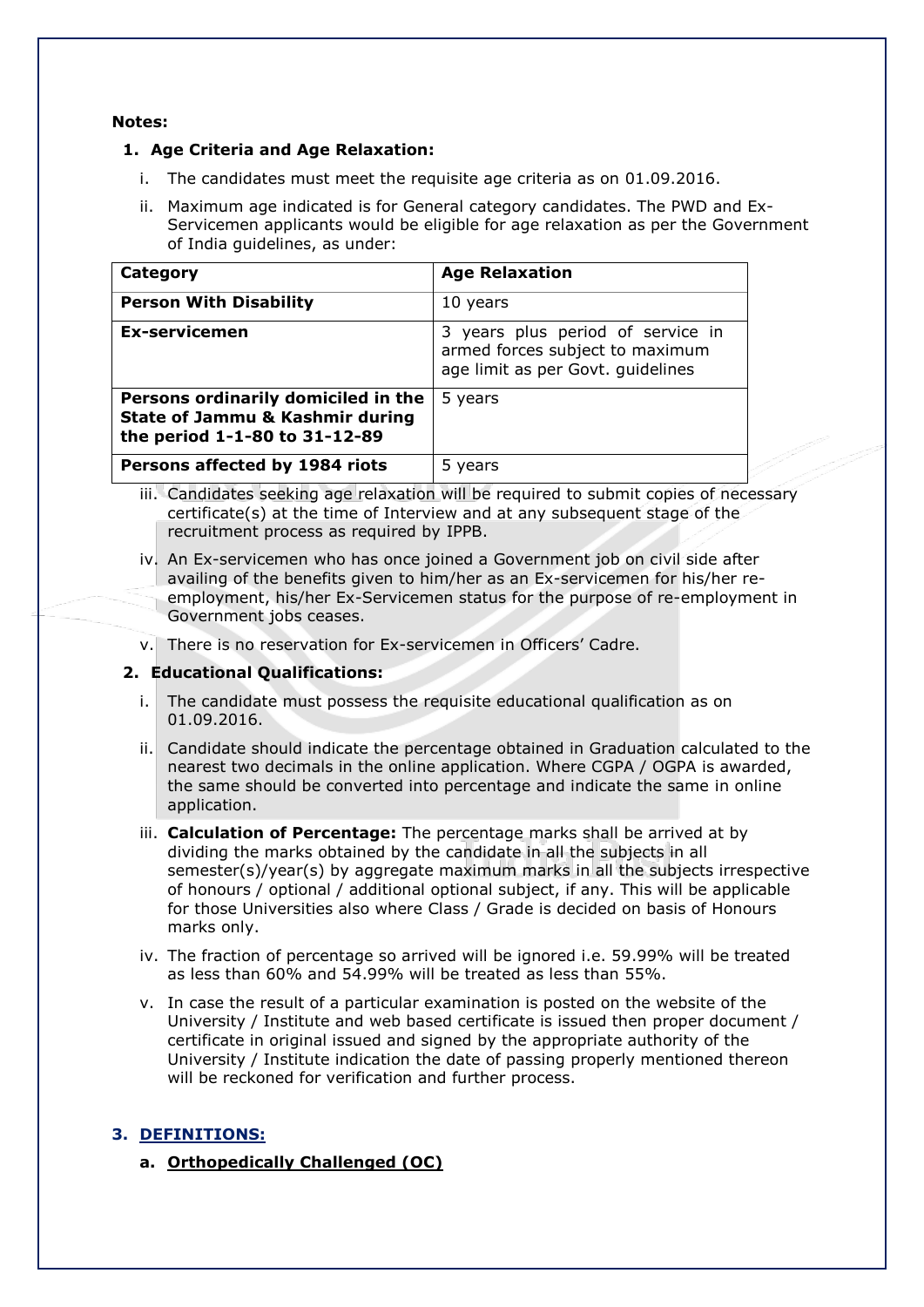**Notes:**

**1. Age Criteria and Age Relaxation:**

i. The candidates must meet the requisite age criteria as on 01.09.2016.

ii. Maximum age indicated is for General category candidates. The PWD and Ex-Servicemen applicants would be eligible for age relaxation as per the Government of India guidelines, as under:

| Category | Age Relaxation |
|---|---|
| **Person With Disability** | 10 years |
| **Ex-servicemen** | 3 years plus period of service in armed forces subject to maximum age limit as per Govt. guidelines |
| **Persons ordinarily domiciled in the State of Jammu & Kashmir during the period 1-1-80 to 31-12-89** | 5 years |
| **Persons affected by 1984 riots** | 5 years |

iii. Candidates seeking age relaxation will be required to submit copies of necessary certificate(s) at the time of Interview and at any subsequent stage of the recruitment process as required by IPPB.

iv. An Ex-servicemen who has once joined a Government job on civil side after availing of the benefits given to him/her as an Ex-servicemen for his/her re-employment, his/her Ex-Servicemen status for the purpose of re-employment in Government jobs ceases.

v. There is no reservation for Ex-servicemen in Officers' Cadre.

**2. Educational Qualifications:**

i. The candidate must possess the requisite educational qualification as on 01.09.2016.

ii. Candidate should indicate the percentage obtained in Graduation calculated to the nearest two decimals in the online application. Where CGPA / OGPA is awarded, the same should be converted into percentage and indicate the same in online application.

iii. **Calculation of Percentage:** The percentage marks shall be arrived at by dividing the marks obtained by the candidate in all the subjects in all semester(s)/year(s) by aggregate maximum marks in all the subjects irrespective of honours / optional / additional optional subject, if any. This will be applicable for those Universities also where Class / Grade is decided on basis of Honours marks only.

iv. The fraction of percentage so arrived will be ignored i.e. 59.99% will be treated as less than 60% and 54.99% will be treated as less than 55%.

v. In case the result of a particular examination is posted on the website of the University / Institute and web based certificate is issued then proper document / certificate in original issued and signed by the appropriate authority of the University / Institute indication the date of passing properly mentioned thereon will be reckoned for verification and further process.

## 3. DEFINITIONS:

### a. Orthopedically Challenged (OC)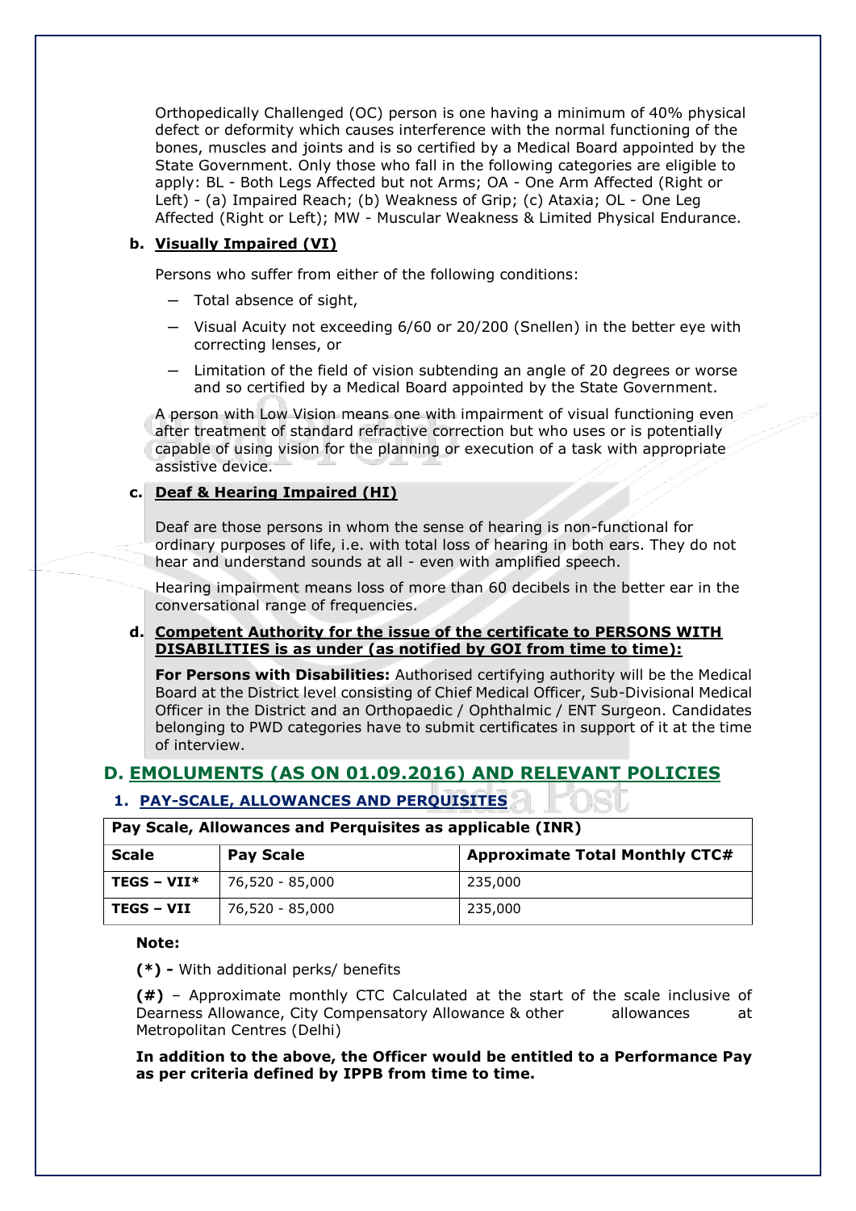Orthopedically Challenged (OC) person is one having a minimum of 40% physical defect or deformity which causes interference with the normal functioning of the bones, muscles and joints and is so certified by a Medical Board appointed by the State Government. Only those who fall in the following categories are eligible to apply: BL - Both Legs Affected but not Arms; OA - One Arm Affected (Right or Left) - (a) Impaired Reach; (b) Weakness of Grip; (c) Ataxia; OL - One Leg Affected (Right or Left); MW - Muscular Weakness & Limited Physical Endurance.

**b. Visually Impaired (VI)**

Persons who suffer from either of the following conditions:

- Total absence of sight,
- Visual Acuity not exceeding 6/60 or 20/200 (Snellen) in the better eye with correcting lenses, or
- Limitation of the field of vision subtending an angle of 20 degrees or worse and so certified by a Medical Board appointed by the State Government.

A person with Low Vision means one with impairment of visual functioning even after treatment of standard refractive correction but who uses or is potentially capable of using vision for the planning or execution of a task with appropriate assistive device.

**c. Deaf & Hearing Impaired (HI)**

Deaf are those persons in whom the sense of hearing is non-functional for ordinary purposes of life, i.e. with total loss of hearing in both ears. They do not hear and understand sounds at all - even with amplified speech.

Hearing impairment means loss of more than 60 decibels in the better ear in the conversational range of frequencies.

**d. Competent Authority for the issue of the certificate to PERSONS WITH DISABILITIES is as under (as notified by GOI from time to time):**

**For Persons with Disabilities:** Authorised certifying authority will be the Medical Board at the District level consisting of Chief Medical Officer, Sub-Divisional Medical Officer in the District and an Orthopaedic / Ophthalmic / ENT Surgeon. Candidates belonging to PWD categories have to submit certificates in support of it at the time of interview.

## D. EMOLUMENTS (AS ON 01.09.2016) AND RELEVANT POLICIES

### 1. PAY-SCALE, ALLOWANCES AND PERQUISITES

| Pay Scale, Allowances and Perquisites as applicable (INR) | | |
|---|---|---|
| **Scale** | **Pay Scale** | **Approximate Total Monthly CTC#** |
| **TEGS – VII*** | 76,520 - 85,000 | 235,000 |
| **TEGS – VII** | 76,520 - 85,000 | 235,000 |

**Note:**

**(*) -** With additional perks/ benefits

**(#)** – Approximate monthly CTC Calculated at the start of the scale inclusive of Dearness Allowance, City Compensatory Allowance & other allowances at Metropolitan Centres (Delhi)

**In addition to the above, the Officer would be entitled to a Performance Pay as per criteria defined by IPPB from time to time.**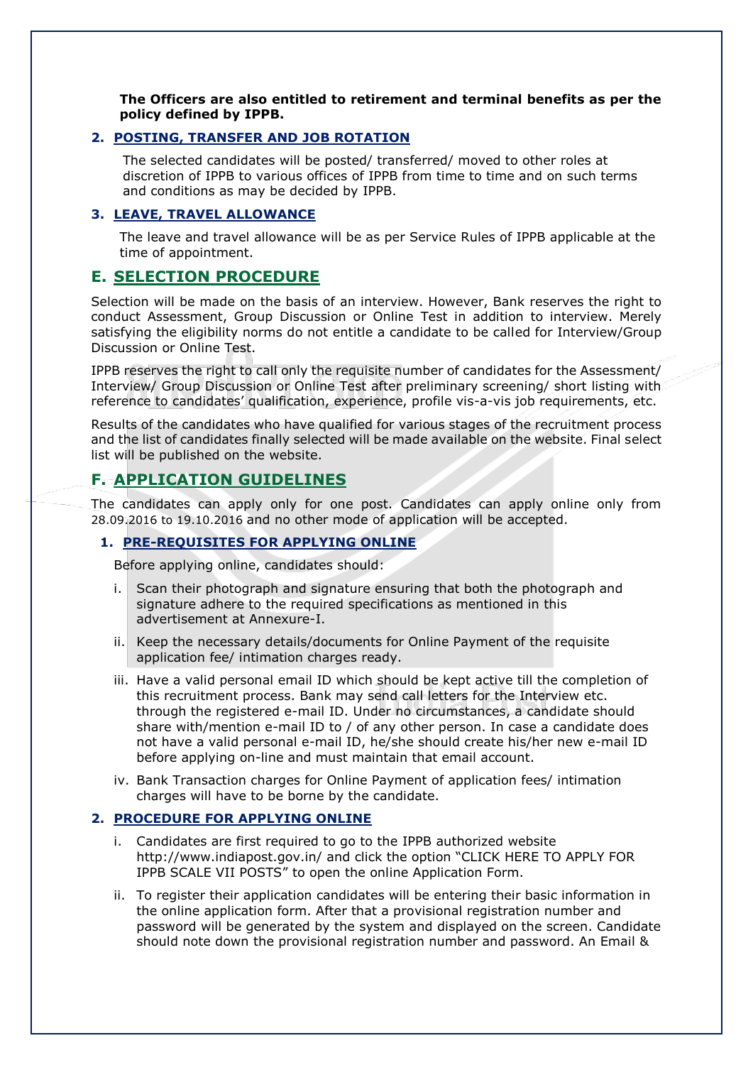**The Officers are also entitled to retirement and terminal benefits as per the policy defined by IPPB.**

### 2. POSTING, TRANSFER AND JOB ROTATION

The selected candidates will be posted/ transferred/ moved to other roles at discretion of IPPB to various offices of IPPB from time to time and on such terms and conditions as may be decided by IPPB.

### 3. LEAVE, TRAVEL ALLOWANCE

The leave and travel allowance will be as per Service Rules of IPPB applicable at the time of appointment.

## E. SELECTION PROCEDURE

Selection will be made on the basis of an interview. However, Bank reserves the right to conduct Assessment, Group Discussion or Online Test in addition to interview. Merely satisfying the eligibility norms do not entitle a candidate to be called for Interview/Group Discussion or Online Test.

IPPB reserves the right to call only the requisite number of candidates for the Assessment/ Interview/ Group Discussion or Online Test after preliminary screening/ short listing with reference to candidates' qualification, experience, profile vis-a-vis job requirements, etc.

Results of the candidates who have qualified for various stages of the recruitment process and the list of candidates finally selected will be made available on the website. Final select list will be published on the website.

## F. APPLICATION GUIDELINES

The candidates can apply only for one post. Candidates can apply online only from 28.09.2016 to 19.10.2016 and no other mode of application will be accepted.

### 1. PRE-REQUISITES FOR APPLYING ONLINE

Before applying online, candidates should:

i. Scan their photograph and signature ensuring that both the photograph and signature adhere to the required specifications as mentioned in this advertisement at Annexure-I.

ii. Keep the necessary details/documents for Online Payment of the requisite application fee/ intimation charges ready.

iii. Have a valid personal email ID which should be kept active till the completion of this recruitment process. Bank may send call letters for the Interview etc. through the registered e-mail ID. Under no circumstances, a candidate should share with/mention e-mail ID to / of any other person. In case a candidate does not have a valid personal e-mail ID, he/she should create his/her new e-mail ID before applying on-line and must maintain that email account.

iv. Bank Transaction charges for Online Payment of application fees/ intimation charges will have to be borne by the candidate.

### 2. PROCEDURE FOR APPLYING ONLINE

i. Candidates are first required to go to the IPPB authorized website http://www.indiapost.gov.in/ and click the option "CLICK HERE TO APPLY FOR IPPB SCALE VII POSTS" to open the online Application Form.

ii. To register their application candidates will be entering their basic information in the online application form. After that a provisional registration number and password will be generated by the system and displayed on the screen. Candidate should note down the provisional registration number and password. An Email &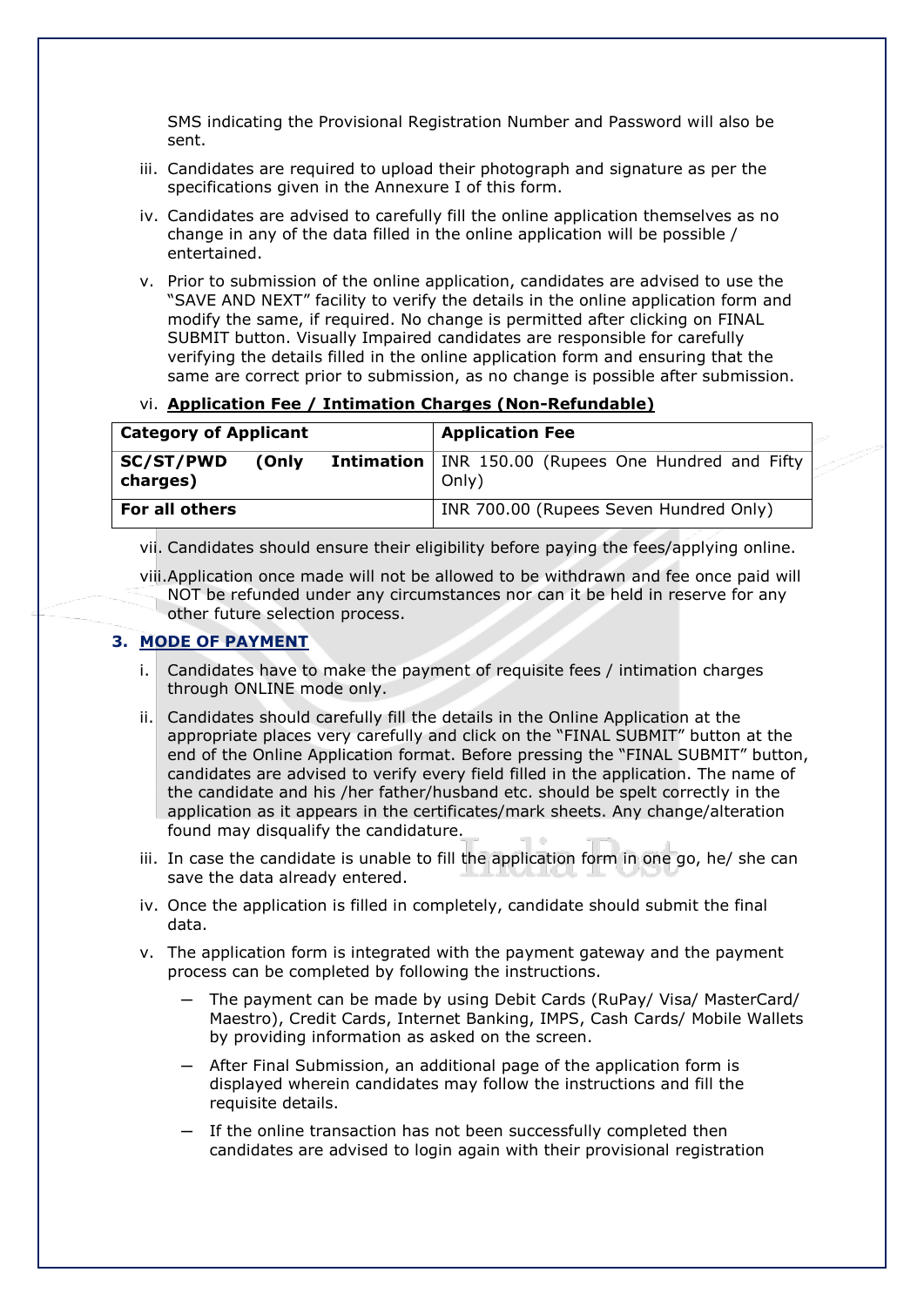SMS indicating the Provisional Registration Number and Password will also be sent.

iii. Candidates are required to upload their photograph and signature as per the specifications given in the Annexure I of this form.

iv. Candidates are advised to carefully fill the online application themselves as no change in any of the data filled in the online application will be possible / entertained.

v. Prior to submission of the online application, candidates are advised to use the "SAVE AND NEXT" facility to verify the details in the online application form and modify the same, if required. No change is permitted after clicking on FINAL SUBMIT button. Visually Impaired candidates are responsible for carefully verifying the details filled in the online application form and ensuring that the same are correct prior to submission, as no change is possible after submission.

vi. **Application Fee / Intimation Charges (Non-Refundable)**

| Category of Applicant | Application Fee |
| --- | --- |
| **SC/ST/PWD (Only Intimation charges)** | INR 150.00 (Rupees One Hundred and Fifty Only) |
| **For all others** | INR 700.00 (Rupees Seven Hundred Only) |

vii. Candidates should ensure their eligibility before paying the fees/applying online.

viii. Application once made will not be allowed to be withdrawn and fee once paid will NOT be refunded under any circumstances nor can it be held in reserve for any other future selection process.

### 3. MODE OF PAYMENT

i. Candidates have to make the payment of requisite fees / intimation charges through ONLINE mode only.

ii. Candidates should carefully fill the details in the Online Application at the appropriate places very carefully and click on the "FINAL SUBMIT" button at the end of the Online Application format. Before pressing the "FINAL SUBMIT" button, candidates are advised to verify every field filled in the application. The name of the candidate and his /her father/husband etc. should be spelt correctly in the application as it appears in the certificates/mark sheets. Any change/alteration found may disqualify the candidature.

iii. In case the candidate is unable to fill the application form in one go, he/ she can save the data already entered.

iv. Once the application is filled in completely, candidate should submit the final data.

v. The application form is integrated with the payment gateway and the payment process can be completed by following the instructions.

- The payment can be made by using Debit Cards (RuPay/ Visa/ MasterCard/ Maestro), Credit Cards, Internet Banking, IMPS, Cash Cards/ Mobile Wallets by providing information as asked on the screen.
- After Final Submission, an additional page of the application form is displayed wherein candidates may follow the instructions and fill the requisite details.
- If the online transaction has not been successfully completed then candidates are advised to login again with their provisional registration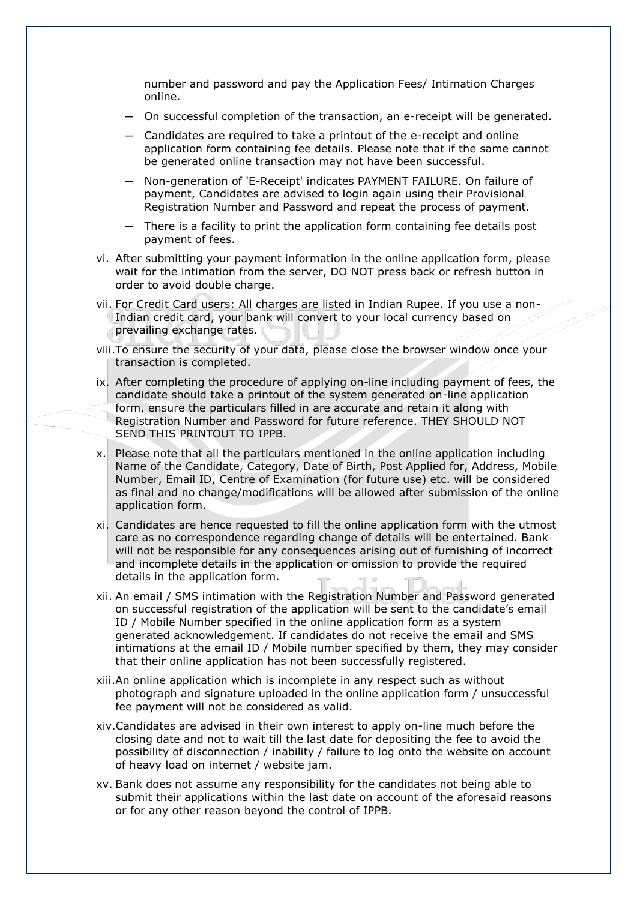number and password and pay the Application Fees/ Intimation Charges online.

- On successful completion of the transaction, an e-receipt will be generated.
- Candidates are required to take a printout of the e-receipt and online application form containing fee details. Please note that if the same cannot be generated online transaction may not have been successful.
- Non-generation of 'E-Receipt' indicates PAYMENT FAILURE. On failure of payment, Candidates are advised to login again using their Provisional Registration Number and Password and repeat the process of payment.
- There is a facility to print the application form containing fee details post payment of fees.

vi. After submitting your payment information in the online application form, please wait for the intimation from the server, DO NOT press back or refresh button in order to avoid double charge.

vii. For Credit Card users: All charges are listed in Indian Rupee. If you use a non-Indian credit card, your bank will convert to your local currency based on prevailing exchange rates.

viii. To ensure the security of your data, please close the browser window once your transaction is completed.

ix. After completing the procedure of applying on-line including payment of fees, the candidate should take a printout of the system generated on-line application form, ensure the particulars filled in are accurate and retain it along with Registration Number and Password for future reference. THEY SHOULD NOT SEND THIS PRINTOUT TO IPPB.

x. Please note that all the particulars mentioned in the online application including Name of the Candidate, Category, Date of Birth, Post Applied for, Address, Mobile Number, Email ID, Centre of Examination (for future use) etc. will be considered as final and no change/modifications will be allowed after submission of the online application form.

xi. Candidates are hence requested to fill the online application form with the utmost care as no correspondence regarding change of details will be entertained. Bank will not be responsible for any consequences arising out of furnishing of incorrect and incomplete details in the application or omission to provide the required details in the application form.

xii. An email / SMS intimation with the Registration Number and Password generated on successful registration of the application will be sent to the candidate's email ID / Mobile Number specified in the online application form as a system generated acknowledgement. If candidates do not receive the email and SMS intimations at the email ID / Mobile number specified by them, they may consider that their online application has not been successfully registered.

xiii. An online application which is incomplete in any respect such as without photograph and signature uploaded in the online application form / unsuccessful fee payment will not be considered as valid.

xiv. Candidates are advised in their own interest to apply on-line much before the closing date and not to wait till the last date for depositing the fee to avoid the possibility of disconnection / inability / failure to log onto the website on account of heavy load on internet / website jam.

xv. Bank does not assume any responsibility for the candidates not being able to submit their applications within the last date on account of the aforesaid reasons or for any other reason beyond the control of IPPB.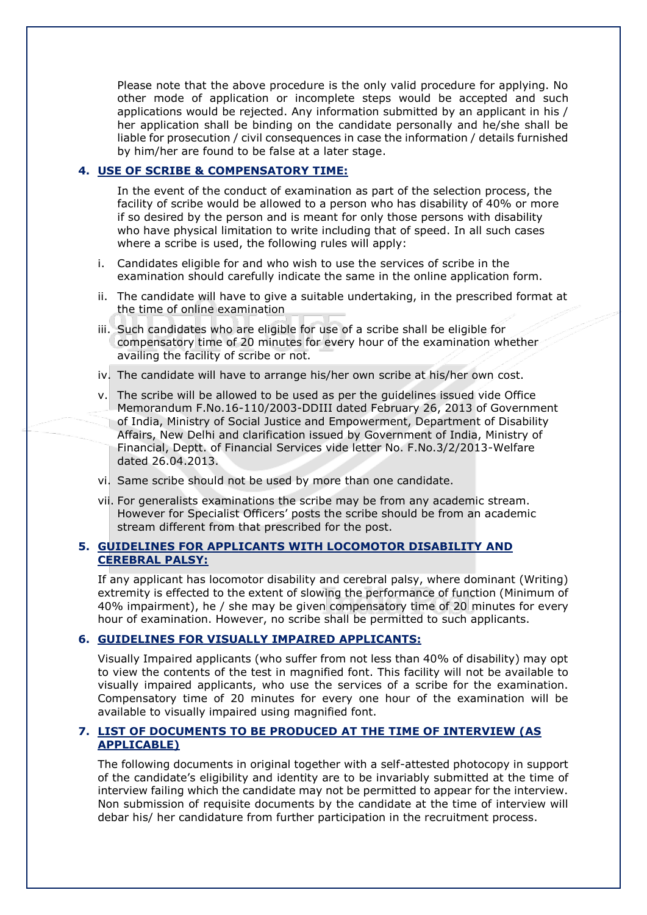Please note that the above procedure is the only valid procedure for applying. No other mode of application or incomplete steps would be accepted and such applications would be rejected. Any information submitted by an applicant in his / her application shall be binding on the candidate personally and he/she shall be liable for prosecution / civil consequences in case the information / details furnished by him/her are found to be false at a later stage.

## 4. USE OF SCRIBE & COMPENSATORY TIME:

In the event of the conduct of examination as part of the selection process, the facility of scribe would be allowed to a person who has disability of 40% or more if so desired by the person and is meant for only those persons with disability who have physical limitation to write including that of speed. In all such cases where a scribe is used, the following rules will apply:

i. Candidates eligible for and who wish to use the services of scribe in the examination should carefully indicate the same in the online application form.

ii. The candidate will have to give a suitable undertaking, in the prescribed format at the time of online examination

iii. Such candidates who are eligible for use of a scribe shall be eligible for compensatory time of 20 minutes for every hour of the examination whether availing the facility of scribe or not.

iv. The candidate will have to arrange his/her own scribe at his/her own cost.

v. The scribe will be allowed to be used as per the guidelines issued vide Office Memorandum F.No.16-110/2003-DDIII dated February 26, 2013 of Government of India, Ministry of Social Justice and Empowerment, Department of Disability Affairs, New Delhi and clarification issued by Government of India, Ministry of Financial, Deptt. of Financial Services vide letter No. F.No.3/2/2013-Welfare dated 26.04.2013.

vi. Same scribe should not be used by more than one candidate.

vii. For generalists examinations the scribe may be from any academic stream. However for Specialist Officers' posts the scribe should be from an academic stream different from that prescribed for the post.

## 5. GUIDELINES FOR APPLICANTS WITH LOCOMOTOR DISABILITY AND CEREBRAL PALSY:

If any applicant has locomotor disability and cerebral palsy, where dominant (Writing) extremity is effected to the extent of slowing the performance of function (Minimum of 40% impairment), he / she may be given compensatory time of 20 minutes for every hour of examination. However, no scribe shall be permitted to such applicants.

## 6. GUIDELINES FOR VISUALLY IMPAIRED APPLICANTS:

Visually Impaired applicants (who suffer from not less than 40% of disability) may opt to view the contents of the test in magnified font. This facility will not be available to visually impaired applicants, who use the services of a scribe for the examination. Compensatory time of 20 minutes for every one hour of the examination will be available to visually impaired using magnified font.

## 7. LIST OF DOCUMENTS TO BE PRODUCED AT THE TIME OF INTERVIEW (AS APPLICABLE)

The following documents in original together with a self-attested photocopy in support of the candidate's eligibility and identity are to be invariably submitted at the time of interview failing which the candidate may not be permitted to appear for the interview. Non submission of requisite documents by the candidate at the time of interview will debar his/ her candidature from further participation in the recruitment process.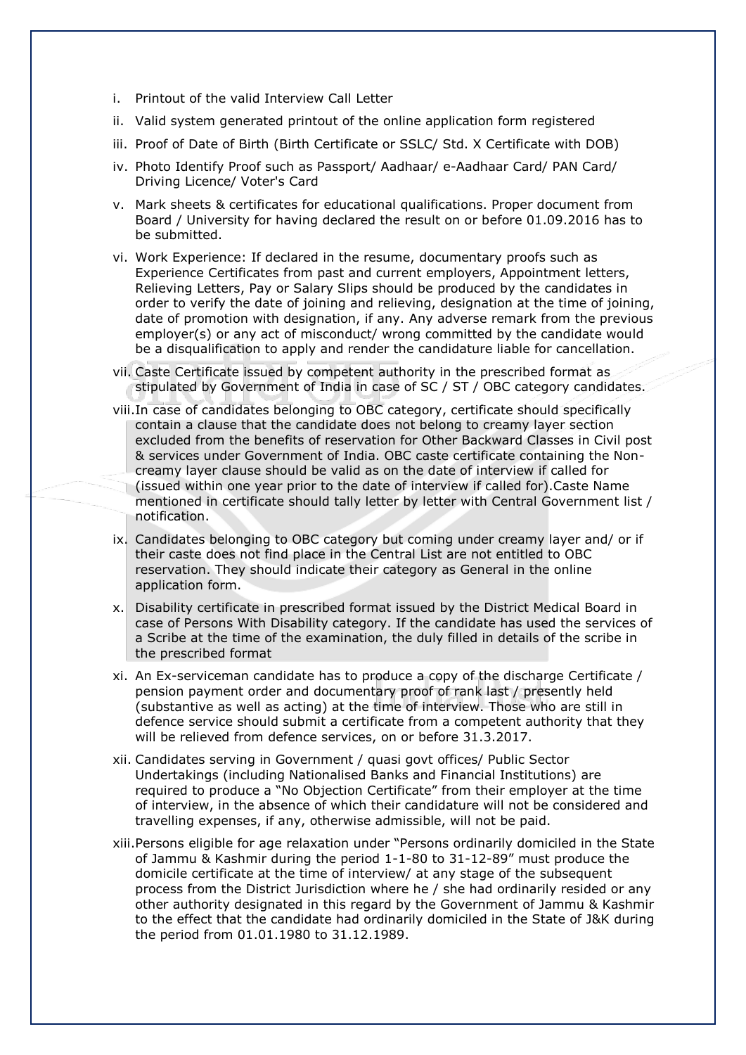i. Printout of the valid Interview Call Letter

ii. Valid system generated printout of the online application form registered

iii. Proof of Date of Birth (Birth Certificate or SSLC/ Std. X Certificate with DOB)

iv. Photo Identify Proof such as Passport/ Aadhaar/ e-Aadhaar Card/ PAN Card/ Driving Licence/ Voter's Card

v. Mark sheets & certificates for educational qualifications. Proper document from Board / University for having declared the result on or before 01.09.2016 has to be submitted.

vi. Work Experience: If declared in the resume, documentary proofs such as Experience Certificates from past and current employers, Appointment letters, Relieving Letters, Pay or Salary Slips should be produced by the candidates in order to verify the date of joining and relieving, designation at the time of joining, date of promotion with designation, if any. Any adverse remark from the previous employer(s) or any act of misconduct/ wrong committed by the candidate would be a disqualification to apply and render the candidature liable for cancellation.

vii. Caste Certificate issued by competent authority in the prescribed format as stipulated by Government of India in case of SC / ST / OBC category candidates.

viii. In case of candidates belonging to OBC category, certificate should specifically contain a clause that the candidate does not belong to creamy layer section excluded from the benefits of reservation for Other Backward Classes in Civil post & services under Government of India. OBC caste certificate containing the Non-creamy layer clause should be valid as on the date of interview if called for (issued within one year prior to the date of interview if called for).Caste Name mentioned in certificate should tally letter by letter with Central Government list / notification.

ix. Candidates belonging to OBC category but coming under creamy layer and/ or if their caste does not find place in the Central List are not entitled to OBC reservation. They should indicate their category as General in the online application form.

x. Disability certificate in prescribed format issued by the District Medical Board in case of Persons With Disability category. If the candidate has used the services of a Scribe at the time of the examination, the duly filled in details of the scribe in the prescribed format

xi. An Ex-serviceman candidate has to produce a copy of the discharge Certificate / pension payment order and documentary proof of rank last / presently held (substantive as well as acting) at the time of interview. Those who are still in defence service should submit a certificate from a competent authority that they will be relieved from defence services, on or before 31.3.2017.

xii. Candidates serving in Government / quasi govt offices/ Public Sector Undertakings (including Nationalised Banks and Financial Institutions) are required to produce a "No Objection Certificate" from their employer at the time of interview, in the absence of which their candidature will not be considered and travelling expenses, if any, otherwise admissible, will not be paid.

xiii. Persons eligible for age relaxation under "Persons ordinarily domiciled in the State of Jammu & Kashmir during the period 1-1-80 to 31-12-89" must produce the domicile certificate at the time of interview/ at any stage of the subsequent process from the District Jurisdiction where he / she had ordinarily resided or any other authority designated in this regard by the Government of Jammu & Kashmir to the effect that the candidate had ordinarily domiciled in the State of J&K during the period from 01.01.1980 to 31.12.1989.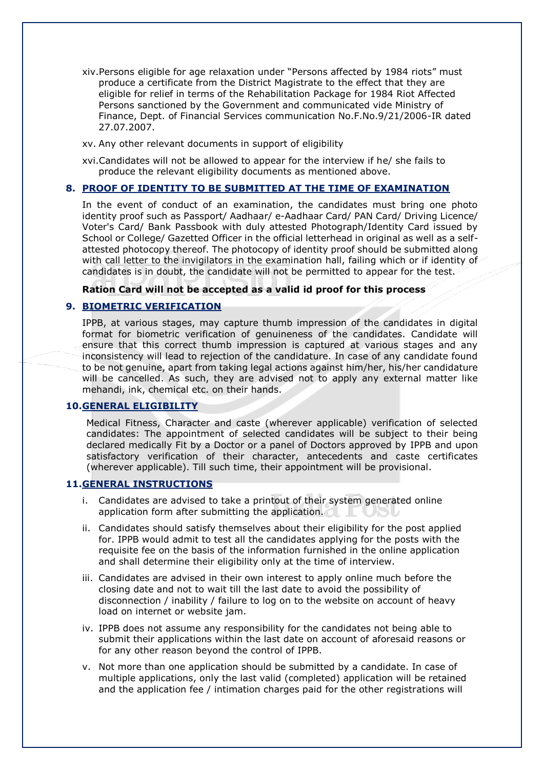xiv. Persons eligible for age relaxation under "Persons affected by 1984 riots" must produce a certificate from the District Magistrate to the effect that they are eligible for relief in terms of the Rehabilitation Package for 1984 Riot Affected Persons sanctioned by the Government and communicated vide Ministry of Finance, Dept. of Financial Services communication No.F.No.9/21/2006-IR dated 27.07.2007.

xv. Any other relevant documents in support of eligibility

xvi. Candidates will not be allowed to appear for the interview if he/ she fails to produce the relevant eligibility documents as mentioned above.

## 8. PROOF OF IDENTITY TO BE SUBMITTED AT THE TIME OF EXAMINATION

In the event of conduct of an examination, the candidates must bring one photo identity proof such as Passport/ Aadhaar/ e-Aadhaar Card/ PAN Card/ Driving Licence/ Voter's Card/ Bank Passbook with duly attested Photograph/Identity Card issued by School or College/ Gazetted Officer in the official letterhead in original as well as a self-attested photocopy thereof. The photocopy of identity proof should be submitted along with call letter to the invigilators in the examination hall, failing which or if identity of candidates is in doubt, the candidate will not be permitted to appear for the test.

**Ration Card will not be accepted as a valid id proof for this process**

## 9. BIOMETRIC VERIFICATION

IPPB, at various stages, may capture thumb impression of the candidates in digital format for biometric verification of genuineness of the candidates. Candidate will ensure that this correct thumb impression is captured at various stages and any inconsistency will lead to rejection of the candidature. In case of any candidate found to be not genuine, apart from taking legal actions against him/her, his/her candidature will be cancelled. As such, they are advised not to apply any external matter like mehandi, ink, chemical etc. on their hands.

## 10. GENERAL ELIGIBILITY

Medical Fitness, Character and caste (wherever applicable) verification of selected candidates: The appointment of selected candidates will be subject to their being declared medically Fit by a Doctor or a panel of Doctors approved by IPPB and upon satisfactory verification of their character, antecedents and caste certificates (wherever applicable). Till such time, their appointment will be provisional.

## 11. GENERAL INSTRUCTIONS

i. Candidates are advised to take a printout of their system generated online application form after submitting the application.

ii. Candidates should satisfy themselves about their eligibility for the post applied for. IPPB would admit to test all the candidates applying for the posts with the requisite fee on the basis of the information furnished in the online application and shall determine their eligibility only at the time of interview.

iii. Candidates are advised in their own interest to apply online much before the closing date and not to wait till the last date to avoid the possibility of disconnection / inability / failure to log on to the website on account of heavy load on internet or website jam.

iv. IPPB does not assume any responsibility for the candidates not being able to submit their applications within the last date on account of aforesaid reasons or for any other reason beyond the control of IPPB.

v. Not more than one application should be submitted by a candidate. In case of multiple applications, only the last valid (completed) application will be retained and the application fee / intimation charges paid for the other registrations will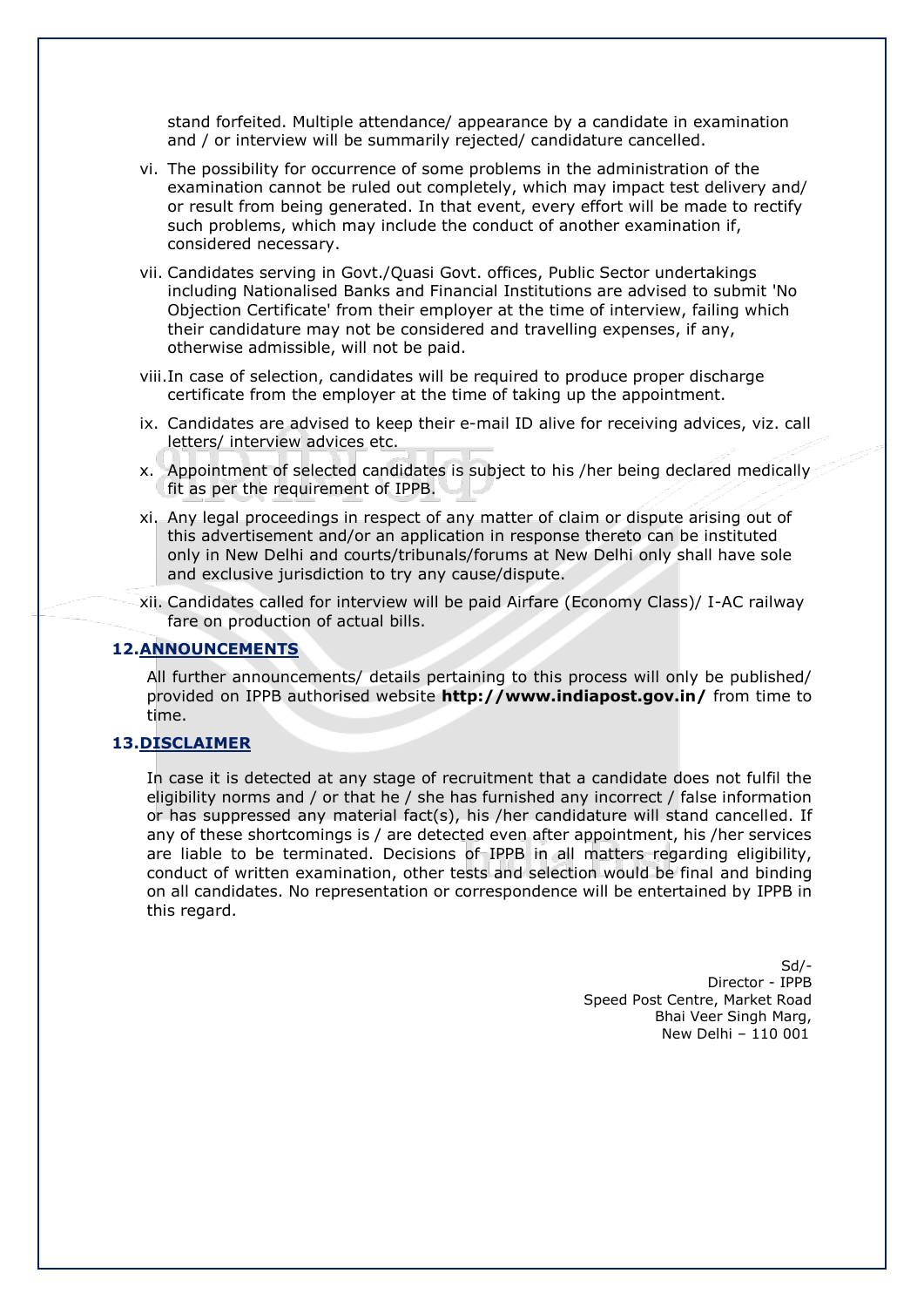stand forfeited. Multiple attendance/ appearance by a candidate in examination and / or interview will be summarily rejected/ candidature cancelled.

vi. The possibility for occurrence of some problems in the administration of the examination cannot be ruled out completely, which may impact test delivery and/ or result from being generated. In that event, every effort will be made to rectify such problems, which may include the conduct of another examination if, considered necessary.

vii. Candidates serving in Govt./Quasi Govt. offices, Public Sector undertakings including Nationalised Banks and Financial Institutions are advised to submit 'No Objection Certificate' from their employer at the time of interview, failing which their candidature may not be considered and travelling expenses, if any, otherwise admissible, will not be paid.

viii. In case of selection, candidates will be required to produce proper discharge certificate from the employer at the time of taking up the appointment.

ix. Candidates are advised to keep their e-mail ID alive for receiving advices, viz. call letters/ interview advices etc.

x. Appointment of selected candidates is subject to his /her being declared medically fit as per the requirement of IPPB.

xi. Any legal proceedings in respect of any matter of claim or dispute arising out of this advertisement and/or an application in response thereto can be instituted only in New Delhi and courts/tribunals/forums at New Delhi only shall have sole and exclusive jurisdiction to try any cause/dispute.

xii. Candidates called for interview will be paid Airfare (Economy Class)/ I-AC railway fare on production of actual bills.

## 12. ANNOUNCEMENTS

All further announcements/ details pertaining to this process will only be published/ provided on IPPB authorised website **http://www.indiapost.gov.in/** from time to time.

## 13. DISCLAIMER

In case it is detected at any stage of recruitment that a candidate does not fulfil the eligibility norms and / or that he / she has furnished any incorrect / false information or has suppressed any material fact(s), his /her candidature will stand cancelled. If any of these shortcomings is / are detected even after appointment, his /her services are liable to be terminated. Decisions of IPPB in all matters regarding eligibility, conduct of written examination, other tests and selection would be final and binding on all candidates. No representation or correspondence will be entertained by IPPB in this regard.

Sd/-
Director - IPPB
Speed Post Centre, Market Road
Bhai Veer Singh Marg,
New Delhi – 110 001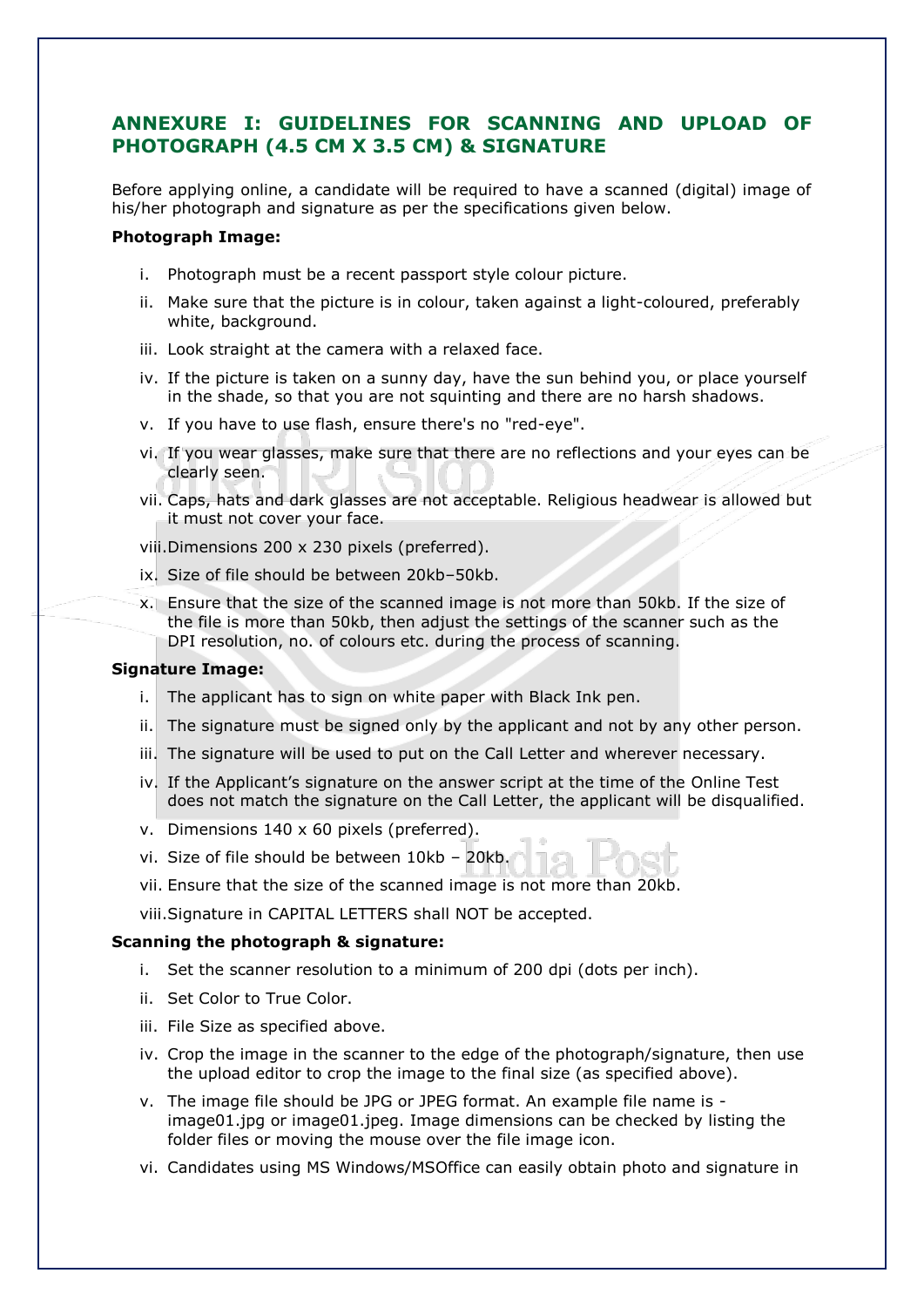## ANNEXURE I: GUIDELINES FOR SCANNING AND UPLOAD OF PHOTOGRAPH (4.5 CM X 3.5 CM) & SIGNATURE

Before applying online, a candidate will be required to have a scanned (digital) image of his/her photograph and signature as per the specifications given below.

**Photograph Image:**

i. Photograph must be a recent passport style colour picture.

ii. Make sure that the picture is in colour, taken against a light-coloured, preferably white, background.

iii. Look straight at the camera with a relaxed face.

iv. If the picture is taken on a sunny day, have the sun behind you, or place yourself in the shade, so that you are not squinting and there are no harsh shadows.

v. If you have to use flash, ensure there's no "red-eye".

vi. If you wear glasses, make sure that there are no reflections and your eyes can be clearly seen.

vii. Caps, hats and dark glasses are not acceptable. Religious headwear is allowed but it must not cover your face.

viii. Dimensions 200 x 230 pixels (preferred).

ix. Size of file should be between 20kb–50kb.

x. Ensure that the size of the scanned image is not more than 50kb. If the size of the file is more than 50kb, then adjust the settings of the scanner such as the DPI resolution, no. of colours etc. during the process of scanning.

**Signature Image:**

i. The applicant has to sign on white paper with Black Ink pen.

ii. The signature must be signed only by the applicant and not by any other person.

iii. The signature will be used to put on the Call Letter and wherever necessary.

iv. If the Applicant's signature on the answer script at the time of the Online Test does not match the signature on the Call Letter, the applicant will be disqualified.

v. Dimensions 140 x 60 pixels (preferred).

vi. Size of file should be between 10kb – 20kb.

vii. Ensure that the size of the scanned image is not more than 20kb.

viii. Signature in CAPITAL LETTERS shall NOT be accepted.

**Scanning the photograph & signature:**

i. Set the scanner resolution to a minimum of 200 dpi (dots per inch).

ii. Set Color to True Color.

iii. File Size as specified above.

iv. Crop the image in the scanner to the edge of the photograph/signature, then use the upload editor to crop the image to the final size (as specified above).

v. The image file should be JPG or JPEG format. An example file name is - image01.jpg or image01.jpeg. Image dimensions can be checked by listing the folder files or moving the mouse over the file image icon.

vi. Candidates using MS Windows/MSOffice can easily obtain photo and signature in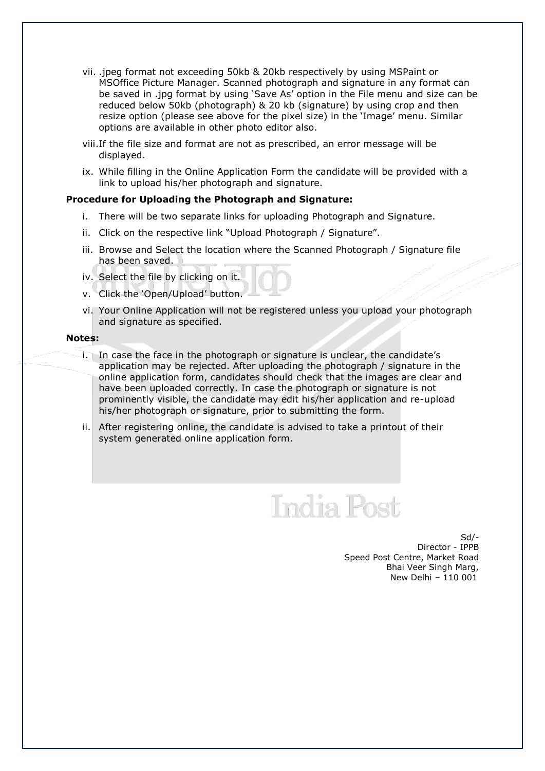vii. .jpeg format not exceeding 50kb & 20kb respectively by using MSPaint or MSOffice Picture Manager. Scanned photograph and signature in any format can be saved in .jpg format by using 'Save As' option in the File menu and size can be reduced below 50kb (photograph) & 20 kb (signature) by using crop and then resize option (please see above for the pixel size) in the 'Image' menu. Similar options are available in other photo editor also.

viii. If the file size and format are not as prescribed, an error message will be displayed.

ix. While filling in the Online Application Form the candidate will be provided with a link to upload his/her photograph and signature.

**Procedure for Uploading the Photograph and Signature:**

i. There will be two separate links for uploading Photograph and Signature.

ii. Click on the respective link "Upload Photograph / Signature".

iii. Browse and Select the location where the Scanned Photograph / Signature file has been saved.

iv. Select the file by clicking on it.

v. Click the 'Open/Upload' button.

vi. Your Online Application will not be registered unless you upload your photograph and signature as specified.

**Notes:**

i. In case the face in the photograph or signature is unclear, the candidate's application may be rejected. After uploading the photograph / signature in the online application form, candidates should check that the images are clear and have been uploaded correctly. In case the photograph or signature is not prominently visible, the candidate may edit his/her application and re-upload his/her photograph or signature, prior to submitting the form.

ii. After registering online, the candidate is advised to take a printout of their system generated online application form.

Sd/-
Director - IPPB
Speed Post Centre, Market Road
Bhai Veer Singh Marg,
New Delhi – 110 001